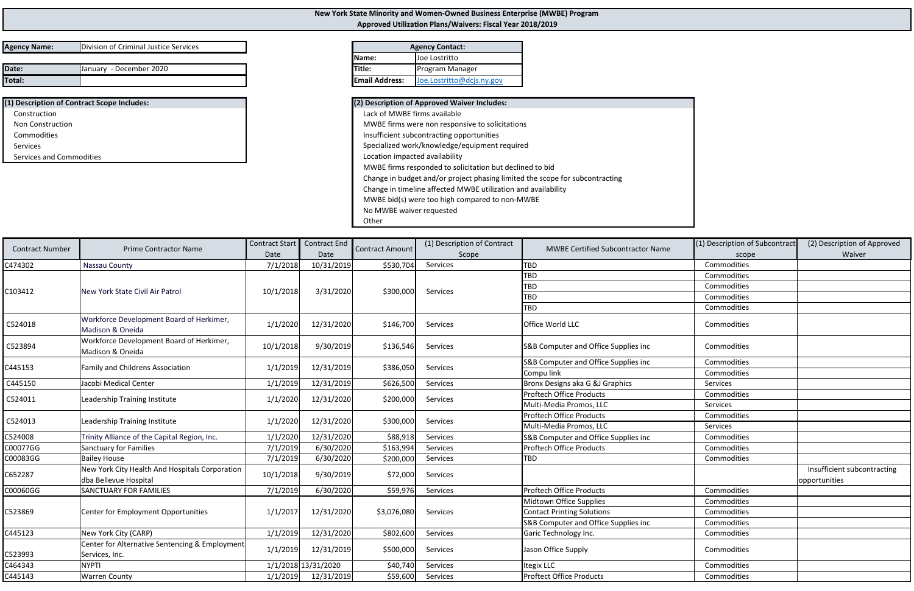# New York State Minority and Women-Owned Business Enterprise (MWBE) Program
## Approved Utilization Plans/Waivers: Fiscal Year 2018/2019

| | |
|---|---|
| **Agency Name:** | Division of Criminal Justice Services |
| **Date:** | January - December 2020 |
| **Total:** | |

| **Agency Contact:** | |
|---|---|
| **Name:** | Joe Lostritto |
| **Title:** | Program Manager |
| **Email Address:** | Joe.Lostritto@dcjs.ny.gov |

**(1) Description of Contract Scope Includes:**

- Construction
- Non Construction
- Commodities
- Services
- Services and Commodities

**(2) Description of Approved Waiver Includes:**

- Lack of MWBE firms available
- MWBE firms were non responsive to solicitations
- Insufficient subcontracting opportunities
- Specialized work/knowledge/equipment required
- Location impacted availability
- MWBE firms responded to solicitation but declined to bid
- Change in budget and/or project phasing limited the scope for subcontracting
- Change in timeline affected MWBE utilization and availability
- MWBE bid(s) were too high compared to non-MWBE
- No MWBE waiver requested
- Other

| Contract Number | Prime Contractor Name | Contract Start Date | Contract End Date | Contract Amount | (1) Description of Contract Scope | MWBE Certified Subcontractor Name | (1) Description of Subcontract scope | (2) Description of Approved Waiver |
|---|---|---|---|---|---|---|---|---|
| C474302 | Nassau County | 7/1/2018 | 10/31/2019 | $530,704 | Services | TBD | Commodities | |
| C103412 | New York State Civil Air Patrol | 10/1/2018 | 3/31/2020 | $300,000 | Services | TBD | Commodities | |
| | | | | | | TBD | Commodities | |
| | | | | | | TBD | Commodities | |
| | | | | | | TBD | Commodities | |
| | | | | | | TBD | Commodities | |
| C524018 | Workforce Development Board of Herkimer, Madison & Oneida | 1/1/2020 | 12/31/2020 | $146,700 | Services | Office World LLC | Commodities | |
| C523894 | Workforce Development Board of Herkimer, Madison & Oneida | 10/1/2018 | 9/30/2019 | $136,546 | Services | S&B Computer and Office Supplies inc | Commodities | |
| C445153 | Family and Childrens Association | 1/1/2019 | 12/31/2019 | $386,050 | Services | S&B Computer and Office Supplies inc | Commodities | |
| | | | | | | Compu link | Commodities | |
| C445150 | Jacobi Medical Center | 1/1/2019 | 12/31/2019 | $626,500 | Services | Bronx Designs aka G &J Graphics | Services | |
| C524011 | Leadership Training Institute | 1/1/2020 | 12/31/2020 | $200,000 | Services | Proftech Office Products | Commodities | |
| | | | | | | Multi-Media Promos, LLC | Services | |
| C524013 | Leadership Training Institute | 1/1/2020 | 12/31/2020 | $300,000 | Services | Proftech Office Products | Commodities | |
| | | | | | | Multi-Media Promos, LLC | Services | |
| C524008 | Trinity Alliance of the Capital Region, Inc. | 1/1/2020 | 12/31/2020 | $88,918 | Services | S&B Computer and Office Supplies inc | Commodities | |
| C00077GG | Sanctuary for Families | 7/1/2019 | 6/30/2020 | $163,994 | Services | Proftech Office Products | Commodities | |
| C00083GG | Bailey House | 7/1/2019 | 6/30/2020 | $200,000 | Services | TBD | Commodities | |
| C652287 | New York City Health And Hospitals Corporation dba Bellevue Hospital | 10/1/2018 | 9/30/2019 | $72,000 | Services | | | Insufficient subcontracting opportunities |
| C00060GG | SANCTUARY FOR FAMILIES | 7/1/2019 | 6/30/2020 | $59,976 | Services | Proftech Office Products | Commodities | |
| C523869 | Center for Employment Opportunities | 1/1/2017 | 12/31/2020 | $3,076,080 | Services | Midtown Office Supplies | Commodities | |
| | | | | | | Contact Printing Solutions | Commodities | |
| | | | | | | S&B Computer and Office Supplies inc | Commodities | |
| C445123 | New York City (CARP) | 1/1/2019 | 12/31/2020 | $802,600 | Services | Garic Technology Inc. | Commodities | |
| C523993 | Center for Alternative Sentencing & Employment Services, Inc. | 1/1/2019 | 12/31/2019 | $500,000 | Services | Jason Office Supply | Commodities | |
| C464343 | NYPTI | 1/1/2018 | 13/31/2020 | $40,740 | Services | Itegix LLC | Commodities | |
| C445143 | Warren County | 1/1/2019 | 12/31/2019 | $59,600 | Services | Proftect Office Products | Commodities | |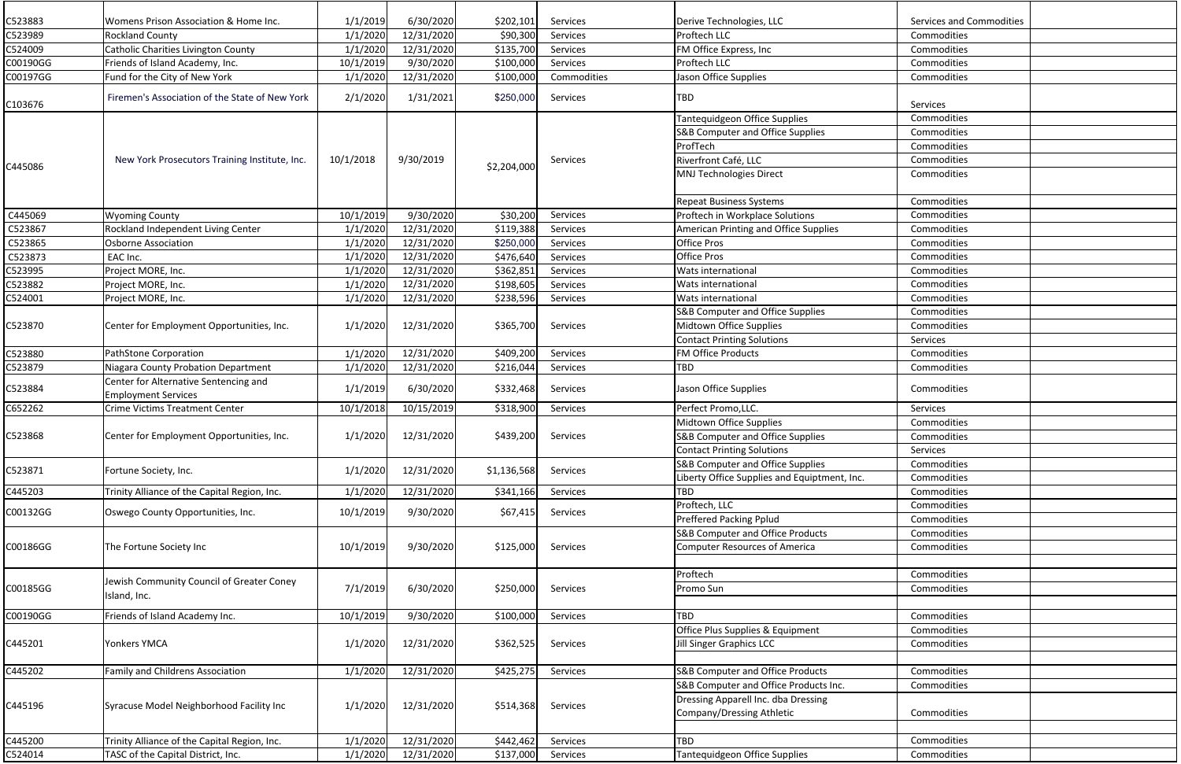| | | | | | | | | |
|---|---|---|---|---|---|---|---|---|
| C523883 | Womens Prison Association & Home Inc. | 1/1/2019 | 6/30/2020 | $202,101 | Services | Derive Technologies, LLC | Services and Commodities | |
| C523989 | Rockland County | 1/1/2020 | 12/31/2020 | $90,300 | Services | Proftech LLC | Commodities | |
| C524009 | Catholic Charities Livington County | 1/1/2020 | 12/31/2020 | $135,700 | Services | FM Office Express, Inc | Commodities | |
| C00190GG | Friends of Island Academy, Inc. | 10/1/2019 | 9/30/2020 | $100,000 | Services | Proftech LLC | Commodities | |
| C00197GG | Fund for the City of New York | 1/1/2020 | 12/31/2020 | $100,000 | Commodities | Jason Office Supplies | Commodities | |
| C103676 | Firemen's Association of the State of New York | 2/1/2020 | 1/31/2021 | $250,000 | Services | TBD | Services | |
| C445086 | New York Prosecutors Training Institute, Inc. | 10/1/2018 | 9/30/2019 | $2,204,000 | Services | Tantequidgeon Office Supplies | Commodities | |
| | | | | | | S&B Computer and Office Supplies | Commodities | |
| | | | | | | ProfTech | Commodities | |
| | | | | | | Riverfront Café, LLC | Commodities | |
| | | | | | | MNJ Technologies Direct | Commodities | |
| | | | | | | Repeat Business Systems | Commodities | |
| C445069 | Wyoming County | 10/1/2019 | 9/30/2020 | $30,200 | Services | Proftech in Workplace Solutions | Commodities | |
| C523867 | Rockland Independent Living Center | 1/1/2020 | 12/31/2020 | $119,388 | Services | American Printing and Office Supplies | Commodities | |
| C523865 | Osborne Association | 1/1/2020 | 12/31/2020 | $250,000 | Services | Office Pros | Commodities | |
| C523873 | EAC Inc. | 1/1/2020 | 12/31/2020 | $476,640 | Services | Office Pros | Commodities | |
| C523995 | Project MORE, Inc. | 1/1/2020 | 12/31/2020 | $362,851 | Services | Wats international | Commodities | |
| C523882 | Project MORE, Inc. | 1/1/2020 | 12/31/2020 | $198,605 | Services | Wats international | Commodities | |
| C524001 | Project MORE, Inc. | 1/1/2020 | 12/31/2020 | $238,596 | Services | Wats international | Commodities | |
| C523870 | Center for Employment Opportunities, Inc. | 1/1/2020 | 12/31/2020 | $365,700 | Services | S&B Computer and Office Supplies | Commodities | |
| | | | | | | Midtown Office Supplies | Commodities | |
| | | | | | | Contact Printing Solutions | Services | |
| C523880 | PathStone Corporation | 1/1/2020 | 12/31/2020 | $409,200 | Services | FM Office Products | Commodities | |
| C523879 | Niagara County Probation Department | 1/1/2020 | 12/31/2020 | $216,044 | Services | TBD | Commodities | |
| C523884 | Center for Alternative Sentencing and Employment Services | 1/1/2019 | 6/30/2020 | $332,468 | Services | Jason Office Supplies | Commodities | |
| C652262 | Crime Victims Treatment Center | 10/1/2018 | 10/15/2019 | $318,900 | Services | Perfect Promo,LLC. | Services | |
| C523868 | Center for Employment Opportunities, Inc. | 1/1/2020 | 12/31/2020 | $439,200 | Services | Midtown Office Supplies | Commodities | |
| | | | | | | S&B Computer and Office Supplies | Commodities | |
| | | | | | | Contact Printing Solutions | Services | |
| C523871 | Fortune Society, Inc. | 1/1/2020 | 12/31/2020 | $1,136,568 | Services | S&B Computer and Office Supplies | Commodities | |
| | | | | | | Liberty Office Supplies and Equiptment, Inc. | Commodities | |
| C445203 | Trinity Alliance of the Capital Region, Inc. | 1/1/2020 | 12/31/2020 | $341,166 | Services | TBD | Commodities | |
| C00132GG | Oswego County Opportunities, Inc. | 10/1/2019 | 9/30/2020 | $67,415 | Services | Proftech, LLC | Commodities | |
| | | | | | | Preffered Packing Pplud | Commodities | |
| C00186GG | The Fortune Society Inc | 10/1/2019 | 9/30/2020 | $125,000 | Services | S&B Computer and Office Products | Commodities | |
| | | | | | | Computer Resources of America | Commodities | |
| | | | | | | | | |
| C00185GG | Jewish Community Council of Greater Coney Island, Inc. | 7/1/2019 | 6/30/2020 | $250,000 | Services | Proftech | Commodities | |
| | | | | | | Promo Sun | Commodities | |
| | | | | | | | | |
| C00190GG | Friends of Island Academy Inc. | 10/1/2019 | 9/30/2020 | $100,000 | Services | TBD | Commodities | |
| C445201 | Yonkers YMCA | 1/1/2020 | 12/31/2020 | $362,525 | Services | Office Plus Supplies & Equipment | Commodities | |
| | | | | | | Jill Singer Graphics LCC | Commodities | |
| | | | | | | | | |
| C445202 | Family and Childrens Association | 1/1/2020 | 12/31/2020 | $425,275 | Services | S&B Computer and Office Products | Commodities | |
| C445196 | Syracuse Model Neighborhood Facility Inc | 1/1/2020 | 12/31/2020 | $514,368 | Services | S&B Computer and Office Products Inc. | Commodities | |
| | | | | | | Dressing Apparell Inc. dba Dressing Company/Dressing Athletic | Commodities | |
| | | | | | | | | |
| C445200 | Trinity Alliance of the Capital Region, Inc. | 1/1/2020 | 12/31/2020 | $442,462 | Services | TBD | Commodities | |
| C524014 | TASC of the Capital District, Inc. | 1/1/2020 | 12/31/2020 | $137,000 | Services | Tantequidgeon Office Supplies | Commodities | |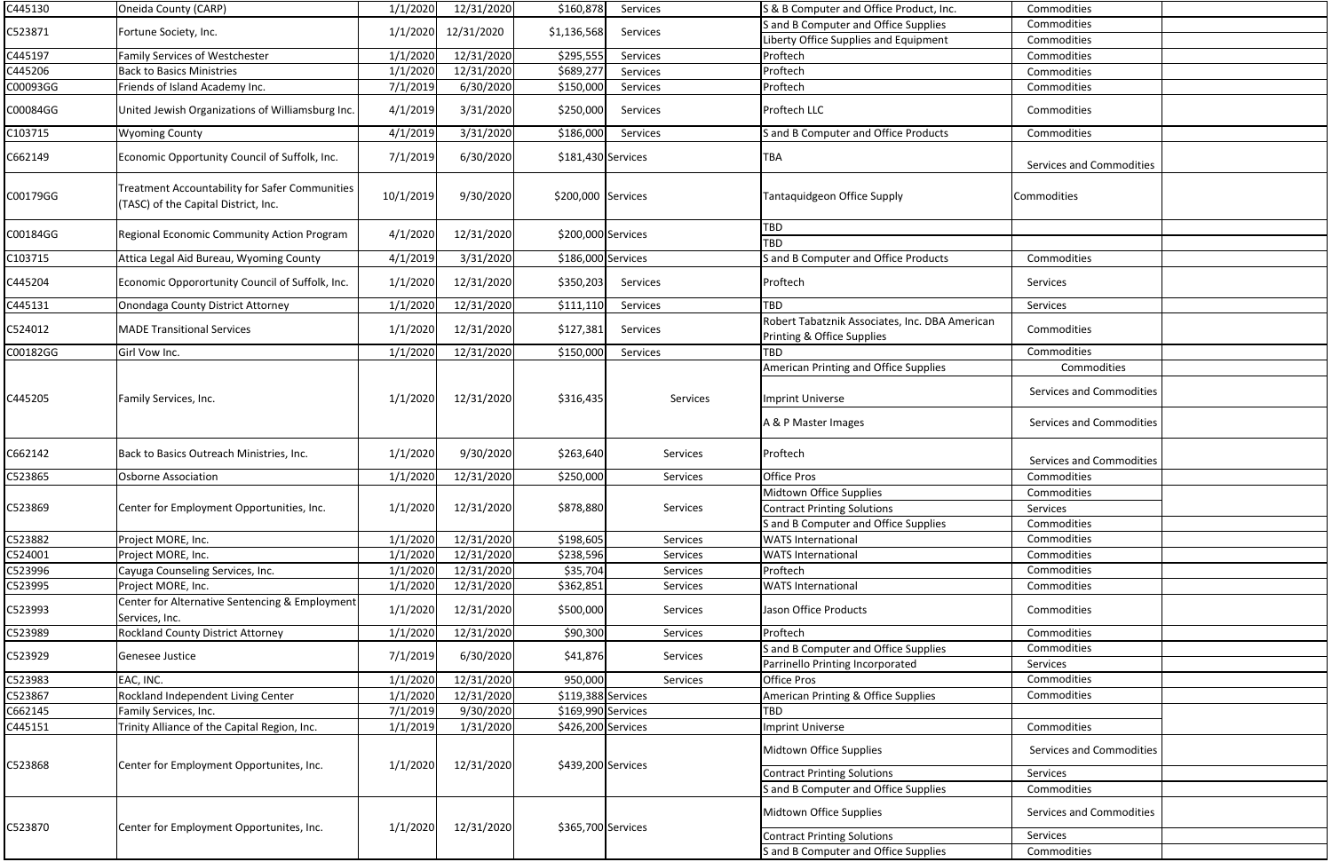| | | | | | | | | |
|---|---|---|---|---|---|---|---|---|
| C445130 | Oneida County (CARP) | 1/1/2020 | 12/31/2020 | $160,878 | Services | S & B Computer and Office Product, Inc. | Commodities | |
| C523871 | Fortune Society, Inc. | 1/1/2020 | 12/31/2020 | $1,136,568 | Services | S and B Computer and Office Supplies | Commodities | |
| | | | | | | Liberty Office Supplies and Equipment | Commodities | |
| C445197 | Family Services of Westchester | 1/1/2020 | 12/31/2020 | $295,555 | Services | Proftech | Commodities | |
| C445206 | Back to Basics Ministries | 1/1/2020 | 12/31/2020 | $689,277 | Services | Proftech | Commodities | |
| C00093GG | Friends of Island Academy Inc. | 7/1/2019 | 6/30/2020 | $150,000 | Services | Proftech | Commodities | |
| C00084GG | United Jewish Organizations of Williamsburg Inc. | 4/1/2019 | 3/31/2020 | $250,000 | Services | Proftech LLC | Commodities | |
| C103715 | Wyoming County | 4/1/2019 | 3/31/2020 | $186,000 | Services | S and B Computer and Office Products | Commodities | |
| C662149 | Economic Opportunity Council of Suffolk, Inc. | 7/1/2019 | 6/30/2020 | $181,430 | Services | TBA | Services and Commodities | |
| C00179GG | Treatment Accountability for Safer Communities (TASC) of the Capital District, Inc. | 10/1/2019 | 9/30/2020 | $200,000 | Services | Tantaquidgeon Office Supply | Commodities | |
| C00184GG | Regional Economic Community Action Program | 4/1/2020 | 12/31/2020 | $200,000 | Services | TBD | | |
| | | | | | | TBD | | |
| C103715 | Attica Legal Aid Bureau, Wyoming County | 4/1/2019 | 3/31/2020 | $186,000 | Services | S and B Computer and Office Products | Commodities | |
| C445204 | Economic Opporortunity Council of Suffolk, Inc. | 1/1/2020 | 12/31/2020 | $350,203 | Services | Proftech | Services | |
| C445131 | Onondaga County District Attorney | 1/1/2020 | 12/31/2020 | $111,110 | Services | TBD | Services | |
| C524012 | MADE Transitional Services | 1/1/2020 | 12/31/2020 | $127,381 | Services | Robert Tabatznik Associates, Inc. DBA American Printing & Office Supplies | Commodities | |
| C00182GG | Girl Vow Inc. | 1/1/2020 | 12/31/2020 | $150,000 | Services | TBD | Commodities | |
| C445205 | Family Services, Inc. | 1/1/2020 | 12/31/2020 | $316,435 | Services | American Printing and Office Supplies | Commodities | |
| | | | | | | Imprint Universe | Services and Commodities | |
| | | | | | | A & P Master Images | Services and Commodities | |
| C662142 | Back to Basics Outreach Ministries, Inc. | 1/1/2020 | 9/30/2020 | $263,640 | Services | Proftech | Services and Commodities | |
| C523865 | Osborne Association | 1/1/2020 | 12/31/2020 | $250,000 | Services | Office Pros | Commodities | |
| C523869 | Center for Employment Opportunities, Inc. | 1/1/2020 | 12/31/2020 | $878,880 | Services | Midtown Office Supplies | Commodities | |
| | | | | | | Contract Printing Solutions | Services | |
| | | | | | | S and B Computer and Office Supplies | Commodities | |
| C523882 | Project MORE, Inc. | 1/1/2020 | 12/31/2020 | $198,605 | Services | WATS International | Commodities | |
| C524001 | Project MORE, Inc. | 1/1/2020 | 12/31/2020 | $238,596 | Services | WATS International | Commodities | |
| C523996 | Cayuga Counseling Services, Inc. | 1/1/2020 | 12/31/2020 | $35,704 | Services | Proftech | Commodities | |
| C523995 | Project MORE, Inc. | 1/1/2020 | 12/31/2020 | $362,851 | Services | WATS International | Commodities | |
| C523993 | Center for Alternative Sentencing & Employment Services, Inc. | 1/1/2020 | 12/31/2020 | $500,000 | Services | Jason Office Products | Commodities | |
| C523989 | Rockland County District Attorney | 1/1/2020 | 12/31/2020 | $90,300 | Services | Proftech | Commodities | |
| C523929 | Genesee Justice | 7/1/2019 | 6/30/2020 | $41,876 | Services | S and B Computer and Office Supplies | Commodities | |
| | | | | | | Parrinello Printing Incorporated | Services | |
| C523983 | EAC, INC. | 1/1/2020 | 12/31/2020 | 950,000 | Services | Office Pros | Commodities | |
| C523867 | Rockland Independent Living Center | 1/1/2020 | 12/31/2020 | $119,388 | Services | American Printing & Office Supplies | Commodities | |
| C662145 | Family Services, Inc. | 7/1/2019 | 9/30/2020 | $169,990 | Services | TBD | | |
| C445151 | Trinity Alliance of the Capital Region, Inc. | 1/1/2019 | 1/31/2020 | $426,200 | Services | Imprint Universe | Commodities | |
| C523868 | Center for Employment Opportunites, Inc. | 1/1/2020 | 12/31/2020 | $439,200 | Services | Midtown Office Supplies | Services and Commodities | |
| | | | | | | Contract Printing Solutions | Services | |
| | | | | | | S and B Computer and Office Supplies | Commodities | |
| C523870 | Center for Employment Opportunites, Inc. | 1/1/2020 | 12/31/2020 | $365,700 | Services | Midtown Office Supplies | Services and Commodities | |
| | | | | | | Contract Printing Solutions | Services | |
| | | | | | | S and B Computer and Office Supplies | Commodities | |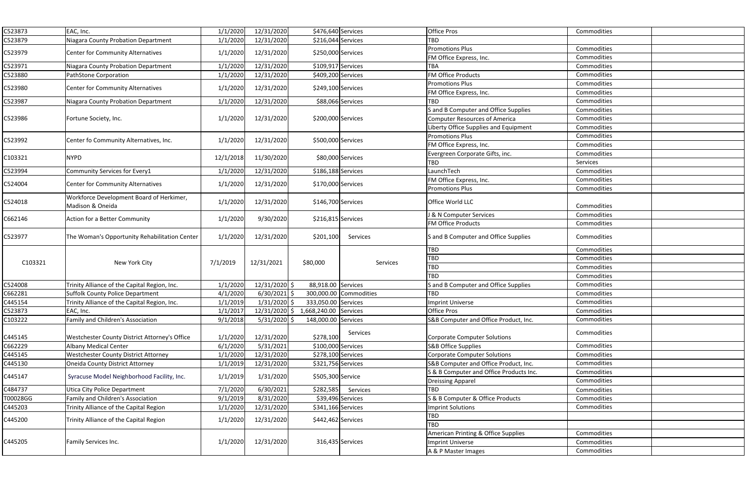| | | | | | | | | |
|---|---|---|---|---|---|---|---|---|
| C523873 | EAC, Inc. | 1/1/2020 | 12/31/2020 | $476,640 | Services | Office Pros | Commodities | |
| C523879 | Niagara County Probation Department | 1/1/2020 | 12/31/2020 | $216,044 | Services | TBD | | |
| C523979 | Center for Community Alternatives | 1/1/2020 | 12/31/2020 | $250,000 | Services | Promotions Plus | Commodities | |
| | | | | | | FM Office Express, Inc. | Commodities | |
| C523971 | Niagara County Probation Department | 1/1/2020 | 12/31/2020 | $109,917 | Services | TBA | Commodities | |
| C523880 | PathStone Corporation | 1/1/2020 | 12/31/2020 | $409,200 | Services | FM Office Products | Commodities | |
| C523980 | Center for Community Alternatives | 1/1/2020 | 12/31/2020 | $249,100 | Services | Promotions Plus | Commodities | |
| | | | | | | FM Office Express, Inc. | Commodities | |
| C523987 | Niagara County Probation Department | 1/1/2020 | 12/31/2020 | $88,066 | Services | TBD | Commodities | |
| C523986 | Fortune Society, Inc. | 1/1/2020 | 12/31/2020 | $200,000 | Services | S and B Computer and Office Supplies | Commodities | |
| | | | | | | Computer Resources of America | Commodities | |
| | | | | | | Liberty Office Supplies and Equipment | Commodities | |
| C523992 | Center fo Community Alternatives, Inc. | 1/1/2020 | 12/31/2020 | $500,000 | Services | Promotions Plus | Commodities | |
| | | | | | | FM Office Express, Inc. | Commodities | |
| C103321 | NYPD | 12/1/2018 | 11/30/2020 | $80,000 | Services | Evergreen Corporate Gifts, inc. | Commodities | |
| | | | | | | TBD | Services | |
| C523994 | Community Services for Every1 | 1/1/2020 | 12/31/2020 | $186,188 | Services | LaunchTech | Commodities | |
| C524004 | Center for Community Alternatives | 1/1/2020 | 12/31/2020 | $170,000 | Services | FM Office Express, Inc. | Commodities | |
| | | | | | | Promotions Plus | Commodities | |
| C524018 | Workforce Development Board of Herkimer, Madison & Oneida | 1/1/2020 | 12/31/2020 | $146,700 | Services | Office World LLC | Commodities | |
| C662146 | Action for a Better Community | 1/1/2020 | 9/30/2020 | $216,815 | Services | J & N Computer Services | Commodities | |
| | | | | | | FM Office Products | Commodities | |
| C523977 | The Woman's Opportunity Rehabilitation Center | 1/1/2020 | 12/31/2020 | $201,100 | Services | S and B Computer and Office Supplies | Commodities | |
| C103321 | New York City | 7/1/2019 | 12/31/2021 | $80,000 | Services | TBD | Commodities | |
| | | | | | | TBD | Commodities | |
| | | | | | | TBD | Commodities | |
| | | | | | | TBD | Commodities | |
| C524008 | Trinity Alliance of the Capital Region, Inc. | 1/1/2020 | 12/31/2020 | $ 88,918.00 | Services | S and B Computer and Office Supplies | Commodities | |
| C662281 | Suffolk County Police Department | 4/1/2020 | 6/30/2021 | $ 300,000.00 | Commodities | TBD | Commodities | |
| C445154 | Trinity Alliance of the Capital Region, Inc. | 1/1/2019 | 1/31/2020 | $ 333,050.00 | Services | Imprint Universe | Commodities | |
| C523873 | EAC, Inc. | 1/1/2017 | 12/31/2020 | $ 1,668,240.00 | Services | Office Pros | Commodities | |
| C103222 | Family and Children's Association | 9/1/2018 | 5/31/2020 | $ 148,000.00 | Services | S&B Computer and Office Product, Inc. | Commodities | |
| C445145 | Westchester County District Attorney's Office | 1/1/2020 | 12/31/2020 | $278,100 | Services | Corporate Computer Solutions | Commodities | |
| C662229 | Albany Medical Center | 6/1/2020 | 5/31/2021 | $100,000 | Services | S&B Office Supplies | Commodities | |
| C445145 | Westchester County District Attorney | 1/1/2020 | 12/31/2020 | $278,100 | Services | Corporate Computer Solutions | Commodities | |
| C445130 | Oneida County District Attorney | 1/1/2019 | 12/31/2020 | $321,756 | Services | S&B Computer and Office Product, Inc. | Commodities | |
| C445147 | Syracuse Model Neighborhood Facility, Inc. | 1/1/2019 | 1/31/2020 | $505,300 | Service | S & B Computer and Office Products Inc. | Commodities | |
| | | | | | | Dreissing Apparel | Commodities | |
| C484737 | Utica City Police Department | 7/1/2020 | 6/30/2021 | $282,585 | Services | TBD | Commodities | |
| T00028GG | Family and Children's Association | 9/1/2019 | 8/31/2020 | $39,496 | Services | S & B Computer & Office Products | Commodities | |
| C445203 | Trinity Alliance of the Capital Region | 1/1/2020 | 12/31/2020 | $341,166 | Services | Imprint Solutions | Commodities | |
| C445200 | Trinity Alliance of the Capital Region | 1/1/2020 | 12/31/2020 | $442,462 | Services | TBD | | |
| | | | | | | TBD | | |
| C445205 | Family Services Inc. | 1/1/2020 | 12/31/2020 | 316,435 | Services | American Printing & Office Supplies | Commodities | |
| | | | | | | Imprint Universe | Commodities | |
| | | | | | | A & P Master Images | Commodities | |